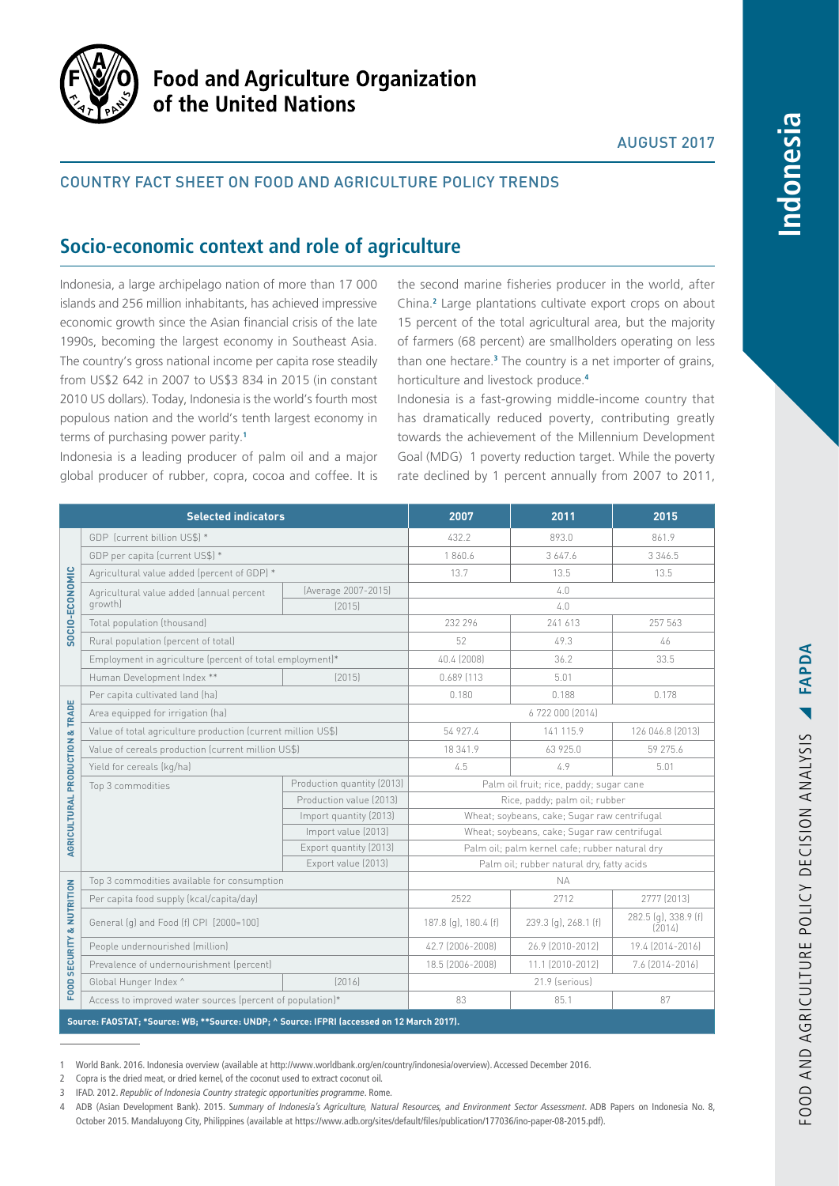# Food and Agriculture Organization of the United Nations

AUGUST 2017

COUNTRY FACT SHEET ON FOOD AND AGRICULTURE POLICY TRENDS

## Socio-economic context and role of agriculture

Indonesia, a large archipelago nation of more than 17 000 islands and 256 million inhabitants, has achieved impressive economic growth since the Asian financial crisis of the late 1990s, becoming the largest economy in Southeast Asia. The country's gross national income per capita rose steadily from US$2 642 in 2007 to US$3 834 in 2015 (in constant 2010 US dollars). Today, Indonesia is the world's fourth most populous nation and the world's tenth largest economy in terms of purchasing power parity.[1]

Indonesia is a leading producer of palm oil and a major global producer of rubber, copra, cocoa and coffee. It is the second marine fisheries producer in the world, after China.[2] Large plantations cultivate export crops on about 15 percent of the total agricultural area, but the majority of farmers (68 percent) are smallholders operating on less than one hectare.[3] The country is a net importer of grains, horticulture and livestock produce.[4]

Indonesia is a fast-growing middle-income country that has dramatically reduced poverty, contributing greatly towards the achievement of the Millennium Development Goal (MDG) 1 poverty reduction target. While the poverty rate declined by 1 percent annually from 2007 to 2011,

| | Selected indicators | | 2007 | 2011 | 2015 |
|---|---|---|---|---|---|
| SOCIO-ECONOMIC | GDP (current billion US$) * | | 432.2 | 893.0 | 861.9 |
| | GDP per capita (current US$) * | | 1 860.6 | 3 647.6 | 3 346.5 |
| | Agricultural value added (percent of GDP) * | | 13.7 | 13.5 | 13.5 |
| | Agricultural value added (annual percent growth) | (Average 2007-2015) | 4.0 | | |
| | | (2015) | 4.0 | | |
| | Total population (thousand) | | 232 296 | 241 613 | 257 563 |
| | Rural population (percent of total) | | 52 | 49.3 | 46 |
| | Employment in agriculture (percent of total employment)* | | 40.4 (2008) | 36.2 | 33.5 |
| | Human Development Index ** | (2015) | 0.689 (113 | 5.01 | |
| AGRICULTURAL PRODUCTION & TRADE | Per capita cultivated land (ha) | | 0.180 | 0.188 | 0.178 |
| | Area equipped for irrigation (ha) | | 6 722 000 (2014) | | |
| | Value of total agriculture production (current million US$) | | 54 927.4 | 141 115.9 | 126 046.8 (2013) |
| | Value of cereals production (current million US$) | | 18 341.9 | 63 925.0 | 59 275.6 |
| | Yield for cereals (kg/ha) | | 4.5 | 4.9 | 5.01 |
| | Top 3 commodities | Production quantity (2013) | Palm oil fruit; rice, paddy; sugar cane | | |
| | | Production value (2013) | Rice, paddy; palm oil; rubber | | |
| | | Import quantity (2013) | Wheat; soybeans, cake; Sugar raw centrifugal | | |
| | | Import value (2013) | Wheat; soybeans, cake; Sugar raw centrifugal | | |
| | | Export quantity (2013) | Palm oil; palm kernel cafe; rubber natural dry | | |
| | | Export value (2013) | Palm oil; rubber natural dry, fatty acids | | |
| FOOD SECURITY & NUTRITION | Top 3 commodities available for consumption | | NA | | |
| | Per capita food supply (kcal/capita/day) | | 2522 | 2712 | 2777 (2013) |
| | General (g) and Food (f) CPI (2000=100) | | 187.8 (g), 180.4 (f) | 239.3 (g), 268.1 (f) | 282.5 (g), 338.9 (f) (2014) |
| | People undernourished (million) | | 42.7 (2006-2008) | 26.9 (2010-2012) | 19.4 (2014-2016) |
| | Prevalence of undernourishment (percent) | | 18.5 (2006-2008) | 11.1 (2010-2012) | 7.6 (2014-2016) |
| | Global Hunger Index ^ | (2016) | 21.9 (serious) | | |
| | Access to improved water sources (percent of population)* | | 83 | 85.1 | 87 |

**Source: FAOSTAT; *Source: WB; **Source: UNDP; ^ Source: IFPRI (accessed on 12 March 2017).**

1 World Bank. 2016. Indonesia overview (available at http://www.worldbank.org/en/country/indonesia/overview). Accessed December 2016.

2 Copra is the dried meat, or dried kernel, of the coconut used to extract coconut oil.

3 IFAD. 2012. *Republic of Indonesia Country strategic opportunities programme*. Rome.

4 ADB (Asian Development Bank). 2015. *Summary of Indonesia's Agriculture, Natural Resources, and Environment Sector Assessment*. ADB Papers on Indonesia No. 8, October 2015. Mandaluyong City, Philippines (available at https://www.adb.org/sites/default/files/publication/177036/ino-paper-08-2015.pdf).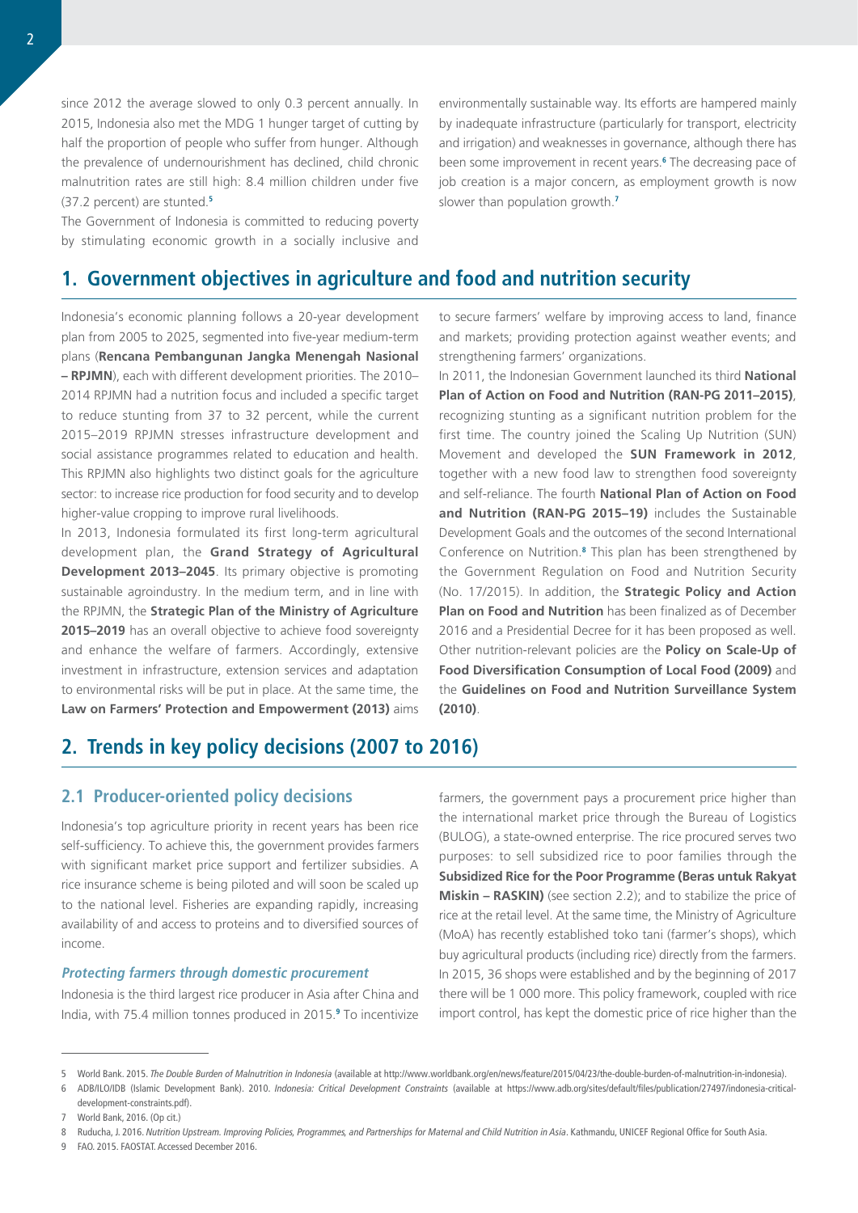since 2012 the average slowed to only 0.3 percent annually. In 2015, Indonesia also met the MDG 1 hunger target of cutting by half the proportion of people who suffer from hunger. Although the prevalence of undernourishment has declined, child chronic malnutrition rates are still high: 8.4 million children under five (37.2 percent) are stunted.[5]

The Government of Indonesia is committed to reducing poverty by stimulating economic growth in a socially inclusive and environmentally sustainable way. Its efforts are hampered mainly by inadequate infrastructure (particularly for transport, electricity and irrigation) and weaknesses in governance, although there has been some improvement in recent years.[6] The decreasing pace of job creation is a major concern, as employment growth is now slower than population growth.[7]

## 1. Government objectives in agriculture and food and nutrition security

Indonesia's economic planning follows a 20-year development plan from 2005 to 2025, segmented into five-year medium-term plans (**Rencana Pembangunan Jangka Menengah Nasional – RPJMN**), each with different development priorities. The 2010–2014 RPJMN had a nutrition focus and included a specific target to reduce stunting from 37 to 32 percent, while the current 2015–2019 RPJMN stresses infrastructure development and social assistance programmes related to education and health. This RPJMN also highlights two distinct goals for the agriculture sector: to increase rice production for food security and to develop higher-value cropping to improve rural livelihoods.

In 2013, Indonesia formulated its first long-term agricultural development plan, the **Grand Strategy of Agricultural Development 2013–2045**. Its primary objective is promoting sustainable agroindustry. In the medium term, and in line with the RPJMN, the **Strategic Plan of the Ministry of Agriculture 2015–2019** has an overall objective to achieve food sovereignty and enhance the welfare of farmers. Accordingly, extensive investment in infrastructure, extension services and adaptation to environmental risks will be put in place. At the same time, the **Law on Farmers' Protection and Empowerment (2013)** aims to secure farmers' welfare by improving access to land, finance and markets; providing protection against weather events; and strengthening farmers' organizations.

In 2011, the Indonesian Government launched its third **National Plan of Action on Food and Nutrition (RAN-PG 2011–2015)**, recognizing stunting as a significant nutrition problem for the first time. The country joined the Scaling Up Nutrition (SUN) Movement and developed the **SUN Framework in 2012**, together with a new food law to strengthen food sovereignty and self-reliance. The fourth **National Plan of Action on Food and Nutrition (RAN-PG 2015–19)** includes the Sustainable Development Goals and the outcomes of the second International Conference on Nutrition.[8] This plan has been strengthened by the Government Regulation on Food and Nutrition Security (No. 17/2015). In addition, the **Strategic Policy and Action Plan on Food and Nutrition** has been finalized as of December 2016 and a Presidential Decree for it has been proposed as well. Other nutrition-relevant policies are the **Policy on Scale-Up of Food Diversification Consumption of Local Food (2009)** and the **Guidelines on Food and Nutrition Surveillance System (2010)**.

## 2. Trends in key policy decisions (2007 to 2016)

### 2.1 Producer-oriented policy decisions

Indonesia's top agriculture priority in recent years has been rice self-sufficiency. To achieve this, the government provides farmers with significant market price support and fertilizer subsidies. A rice insurance scheme is being piloted and will soon be scaled up to the national level. Fisheries are expanding rapidly, increasing availability of and access to proteins and to diversified sources of income.

#### *Protecting farmers through domestic procurement*

Indonesia is the third largest rice producer in Asia after China and India, with 75.4 million tonnes produced in 2015.[9] To incentivize farmers, the government pays a procurement price higher than the international market price through the Bureau of Logistics (BULOG), a state-owned enterprise. The rice procured serves two purposes: to sell subsidized rice to poor families through the **Subsidized Rice for the Poor Programme (Beras untuk Rakyat Miskin – RASKIN)** (see section 2.2); and to stabilize the price of rice at the retail level. At the same time, the Ministry of Agriculture (MoA) has recently established toko tani (farmer's shops), which buy agricultural products (including rice) directly from the farmers. In 2015, 36 shops were established and by the beginning of 2017 there will be 1 000 more. This policy framework, coupled with rice import control, has kept the domestic price of rice higher than the

---

5 World Bank. 2015. *The Double Burden of Malnutrition in Indonesia* (available at http://www.worldbank.org/en/news/feature/2015/04/23/the-double-burden-of-malnutrition-in-indonesia).

6 ADB/ILO/IDB (Islamic Development Bank). 2010. *Indonesia: Critical Development Constraints* (available at https://www.adb.org/sites/default/files/publication/27497/indonesia-critical-development-constraints.pdf).

7 World Bank, 2016. (Op cit.)

8 Ruducha, J. 2016. *Nutrition Upstream. Improving Policies, Programmes, and Partnerships for Maternal and Child Nutrition in Asia*. Kathmandu, UNICEF Regional Office for South Asia.

9 FAO. 2015. FAOSTAT. Accessed December 2016.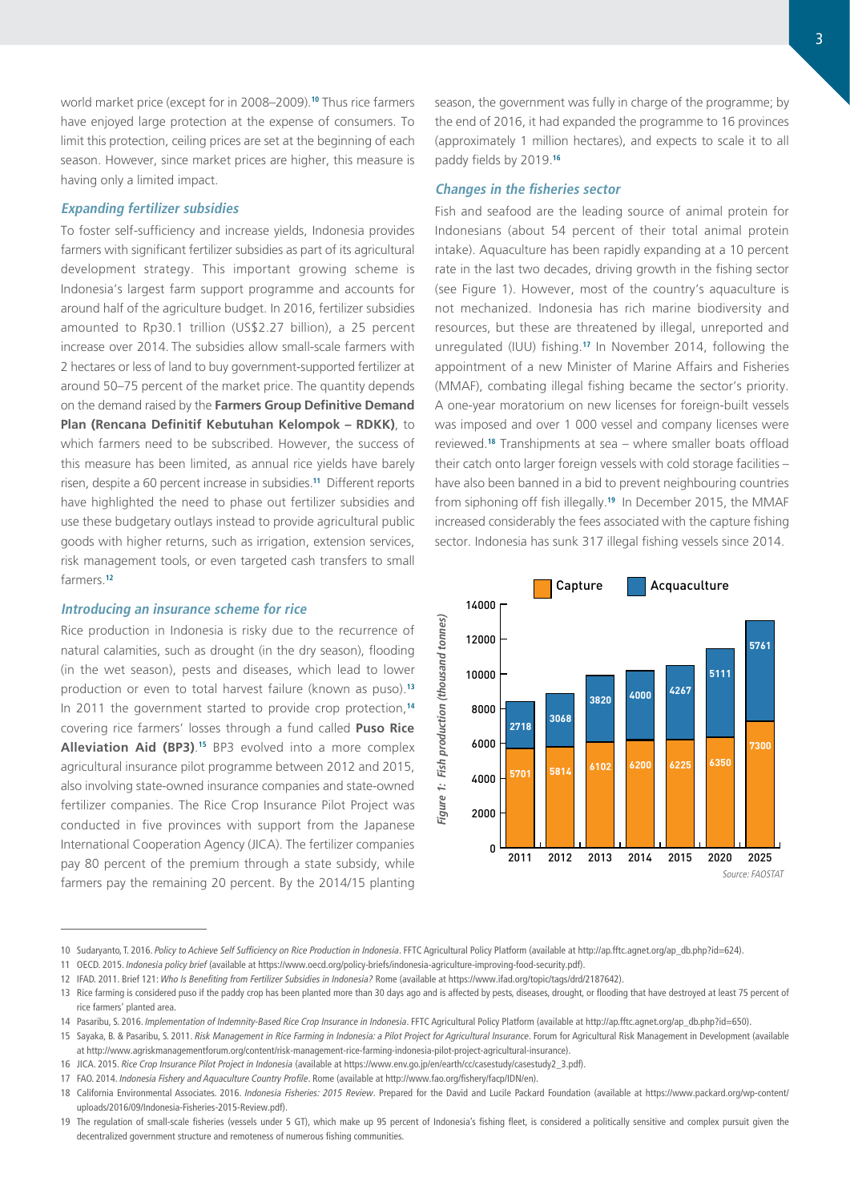world market price (except for in 2008–2009).[10] Thus rice farmers have enjoyed large protection at the expense of consumers. To limit this protection, ceiling prices are set at the beginning of each season. However, since market prices are higher, this measure is having only a limited impact.

### *Expanding fertilizer subsidies*

To foster self-sufficiency and increase yields, Indonesia provides farmers with significant fertilizer subsidies as part of its agricultural development strategy. This important growing scheme is Indonesia's largest farm support programme and accounts for around half of the agriculture budget. In 2016, fertilizer subsidies amounted to Rp30.1 trillion (US$2.27 billion), a 25 percent increase over 2014. The subsidies allow small-scale farmers with 2 hectares or less of land to buy government-supported fertilizer at around 50–75 percent of the market price. The quantity depends on the demand raised by the **Farmers Group Definitive Demand Plan (Rencana Definitif Kebutuhan Kelompok – RDKK)**, to which farmers need to be subscribed. However, the success of this measure has been limited, as annual rice yields have barely risen, despite a 60 percent increase in subsidies.[11] Different reports have highlighted the need to phase out fertilizer subsidies and use these budgetary outlays instead to provide agricultural public goods with higher returns, such as irrigation, extension services, risk management tools, or even targeted cash transfers to small farmers.[12]

### *Introducing an insurance scheme for rice*

Rice production in Indonesia is risky due to the recurrence of natural calamities, such as drought (in the dry season), flooding (in the wet season), pests and diseases, which lead to lower production or even to total harvest failure (known as puso).[13] In 2011 the government started to provide crop protection,[14] covering rice farmers' losses through a fund called **Puso Rice Alleviation Aid (BP3)**.[15] BP3 evolved into a more complex agricultural insurance pilot programme between 2012 and 2015, also involving state-owned insurance companies and state-owned fertilizer companies. The Rice Crop Insurance Pilot Project was conducted in five provinces with support from the Japanese International Cooperation Agency (JICA). The fertilizer companies pay 80 percent of the premium through a state subsidy, while farmers pay the remaining 20 percent. By the 2014/15 planting season, the government was fully in charge of the programme; by the end of 2016, it had expanded the programme to 16 provinces (approximately 1 million hectares), and expects to scale it to all paddy fields by 2019.[16]

### *Changes in the fisheries sector*

Fish and seafood are the leading source of animal protein for Indonesians (about 54 percent of their total animal protein intake). Aquaculture has been rapidly expanding at a 10 percent rate in the last two decades, driving growth in the fishing sector (see Figure 1). However, most of the country's aquaculture is not mechanized. Indonesia has rich marine biodiversity and resources, but these are threatened by illegal, unreported and unregulated (IUU) fishing.[17] In November 2014, following the appointment of a new Minister of Marine Affairs and Fisheries (MMAF), combating illegal fishing became the sector's priority. A one-year moratorium on new licenses for foreign-built vessels was imposed and over 1 000 vessel and company licenses were reviewed.[18] Transhipments at sea – where smaller boats offload their catch onto larger foreign vessels with cold storage facilities – have also been banned in a bid to prevent neighbouring countries from siphoning off fish illegally.[19] In December 2015, the MMAF increased considerably the fees associated with the capture fishing sector. Indonesia has sunk 317 illegal fishing vessels since 2014.

| Year | Capture | Acquaculture |
|---|---|---|
| 2011 | 5701 | 2718 |
| 2012 | 5814 | 3068 |
| 2013 | 6102 | 3820 |
| 2014 | 6200 | 4000 |
| 2015 | 6225 | 4267 |
| 2020 | 6350 | 5111 |
| 2025 | 7300 | 5761 |

*Figure 1: Fish production (thousand tonnes)*

*Source: FAOSTAT*

---

10 Sudaryanto, T. 2016. *Policy to Achieve Self Sufficiency on Rice Production in Indonesia*. FFTC Agricultural Policy Platform (available at http://ap.fftc.agnet.org/ap_db.php?id=624).

11 OECD. 2015. *Indonesia policy brief* (available at https://www.oecd.org/policy-briefs/indonesia-agriculture-improving-food-security.pdf).

12 IFAD. 2011. Brief 121: *Who Is Benefiting from Fertilizer Subsidies in Indonesia?* Rome (available at https://www.ifad.org/topic/tags/drd/2187642).

13 Rice farming is considered puso if the paddy crop has been planted more than 30 days ago and is affected by pests, diseases, drought, or flooding that have destroyed at least 75 percent of rice farmers' planted area.

14 Pasaribu, S. 2016. *Implementation of Indemnity-Based Rice Crop Insurance in Indonesia*. FFTC Agricultural Policy Platform (available at http://ap.fftc.agnet.org/ap_db.php?id=650).

15 Sayaka, B. & Pasaribu, S. 2011. *Risk Management in Rice Farming in Indonesia: a Pilot Project for Agricultural Insurance*. Forum for Agricultural Risk Management in Development (available at http://www.agriskmanagementforum.org/content/risk-management-rice-farming-indonesia-pilot-project-agricultural-insurance).

16 JICA. 2015. *Rice Crop Insurance Pilot Project in Indonesia* (available at https://www.env.go.jp/en/earth/cc/casestudy/casestudy2_3.pdf).

17 FAO. 2014. *Indonesia Fishery and Aquaculture Country Profile*. Rome (available at http://www.fao.org/fishery/facp/IDN/en).

18 California Environmental Associates. 2016. *Indonesia Fisheries: 2015 Review*. Prepared for the David and Lucile Packard Foundation (available at https://www.packard.org/wp-content/uploads/2016/09/Indonesia-Fisheries-2015-Review.pdf).

19 The regulation of small-scale fisheries (vessels under 5 GT), which make up 95 percent of Indonesia's fishing fleet, is considered a politically sensitive and complex pursuit given the decentralized government structure and remoteness of numerous fishing communities.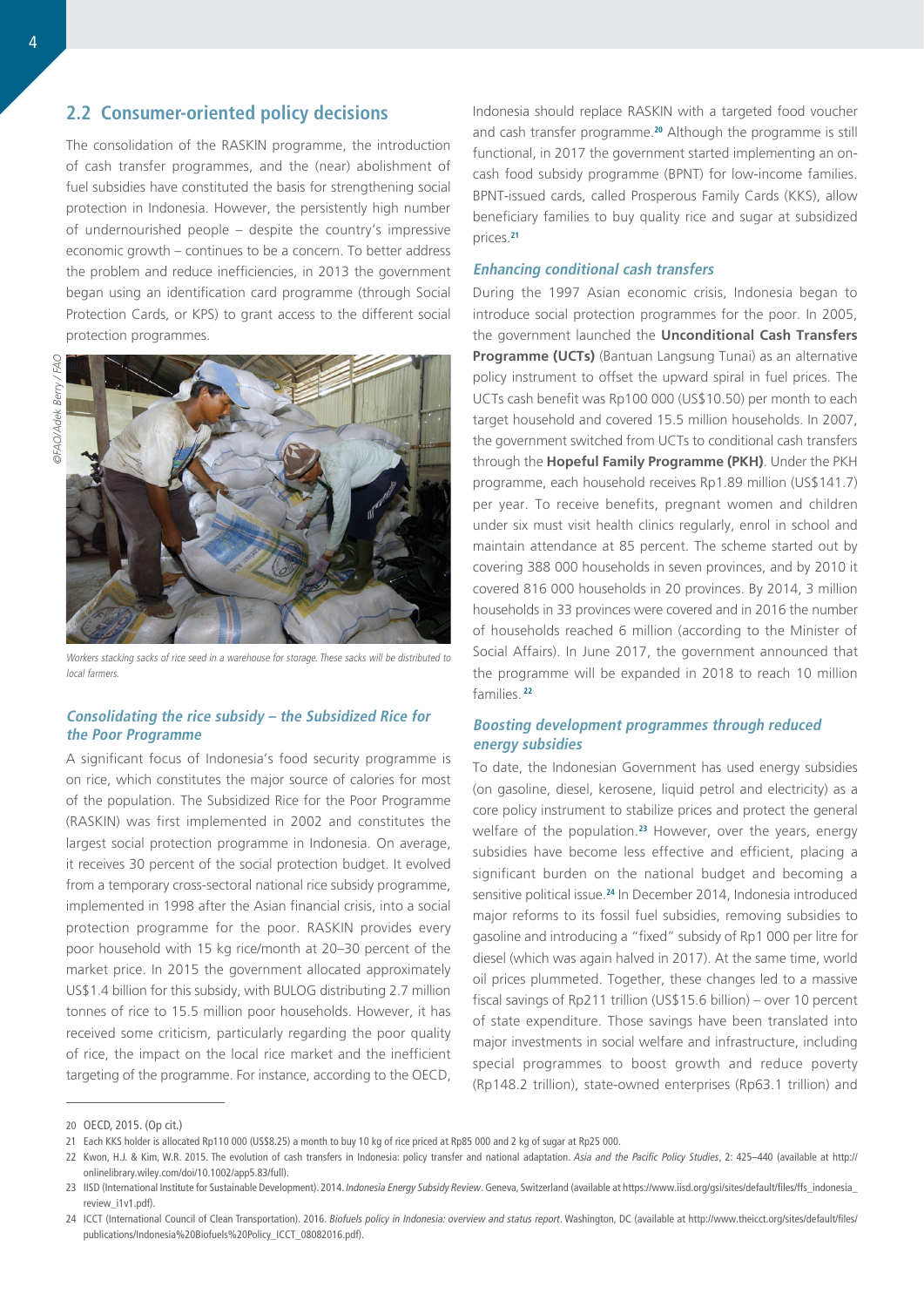## 2.2 Consumer-oriented policy decisions

The consolidation of the RASKIN programme, the introduction of cash transfer programmes, and the (near) abolishment of fuel subsidies have constituted the basis for strengthening social protection in Indonesia. However, the persistently high number of undernourished people – despite the country's impressive economic growth – continues to be a concern. To better address the problem and reduce inefficiencies, in 2013 the government began using an identification card programme (through Social Protection Cards, or KPS) to grant access to the different social protection programmes.

*Workers stacking sacks of rice seed in a warehouse for storage. These sacks will be distributed to local farmers.*

### *Consolidating the rice subsidy – the Subsidized Rice for the Poor Programme*

A significant focus of Indonesia's food security programme is on rice, which constitutes the major source of calories for most of the population. The Subsidized Rice for the Poor Programme (RASKIN) was first implemented in 2002 and constitutes the largest social protection programme in Indonesia. On average, it receives 30 percent of the social protection budget. It evolved from a temporary cross-sectoral national rice subsidy programme, implemented in 1998 after the Asian financial crisis, into a social protection programme for the poor. RASKIN provides every poor household with 15 kg rice/month at 20–30 percent of the market price. In 2015 the government allocated approximately US$1.4 billion for this subsidy, with BULOG distributing 2.7 million tonnes of rice to 15.5 million poor households. However, it has received some criticism, particularly regarding the poor quality of rice, the impact on the local rice market and the inefficient targeting of the programme. For instance, according to the OECD, Indonesia should replace RASKIN with a targeted food voucher and cash transfer programme.[20] Although the programme is still functional, in 2017 the government started implementing an on-cash food subsidy programme (BPNT) for low-income families. BPNT-issued cards, called Prosperous Family Cards (KKS), allow beneficiary families to buy quality rice and sugar at subsidized prices.[21]

### *Enhancing conditional cash transfers*

During the 1997 Asian economic crisis, Indonesia began to introduce social protection programmes for the poor. In 2005, the government launched the **Unconditional Cash Transfers Programme (UCTs)** (Bantuan Langsung Tunai) as an alternative policy instrument to offset the upward spiral in fuel prices. The UCTs cash benefit was Rp100 000 (US$10.50) per month to each target household and covered 15.5 million households. In 2007, the government switched from UCTs to conditional cash transfers through the **Hopeful Family Programme (PKH)**. Under the PKH programme, each household receives Rp1.89 million (US$141.7) per year. To receive benefits, pregnant women and children under six must visit health clinics regularly, enrol in school and maintain attendance at 85 percent. The scheme started out by covering 388 000 households in seven provinces, and by 2010 it covered 816 000 households in 20 provinces. By 2014, 3 million households in 33 provinces were covered and in 2016 the number of households reached 6 million (according to the Minister of Social Affairs). In June 2017, the government announced that the programme will be expanded in 2018 to reach 10 million families.[22]

### *Boosting development programmes through reduced energy subsidies*

To date, the Indonesian Government has used energy subsidies (on gasoline, diesel, kerosene, liquid petrol and electricity) as a core policy instrument to stabilize prices and protect the general welfare of the population.[23] However, over the years, energy subsidies have become less effective and efficient, placing a significant burden on the national budget and becoming a sensitive political issue.[24] In December 2014, Indonesia introduced major reforms to its fossil fuel subsidies, removing subsidies to gasoline and introducing a "fixed" subsidy of Rp1 000 per litre for diesel (which was again halved in 2017). At the same time, world oil prices plummeted. Together, these changes led to a massive fiscal savings of Rp211 trillion (US$15.6 billion) – over 10 percent of state expenditure. Those savings have been translated into major investments in social welfare and infrastructure, including special programmes to boost growth and reduce poverty (Rp148.2 trillion), state-owned enterprises (Rp63.1 trillion) and

---

20 OECD, 2015. (Op cit.)

21 Each KKS holder is allocated Rp110 000 (US$8.25) a month to buy 10 kg of rice priced at Rp85 000 and 2 kg of sugar at Rp25 000.

22 Kwon, H.J. & Kim, W.R. 2015. The evolution of cash transfers in Indonesia: policy transfer and national adaptation. *Asia and the Pacific Policy Studies*, 2: 425–440 (available at http://onlinelibrary.wiley.com/doi/10.1002/app5.83/full).

23 IISD (International Institute for Sustainable Development). 2014. *Indonesia Energy Subsidy Review*. Geneva, Switzerland (available at https://www.iisd.org/gsi/sites/default/files/ffs_indonesia_review_i1v1.pdf).

24 ICCT (International Council of Clean Transportation). 2016. *Biofuels policy in Indonesia: overview and status report*. Washington, DC (available at http://www.theicct.org/sites/default/files/publications/Indonesia%20Biofuels%20Policy_ICCT_08082016.pdf).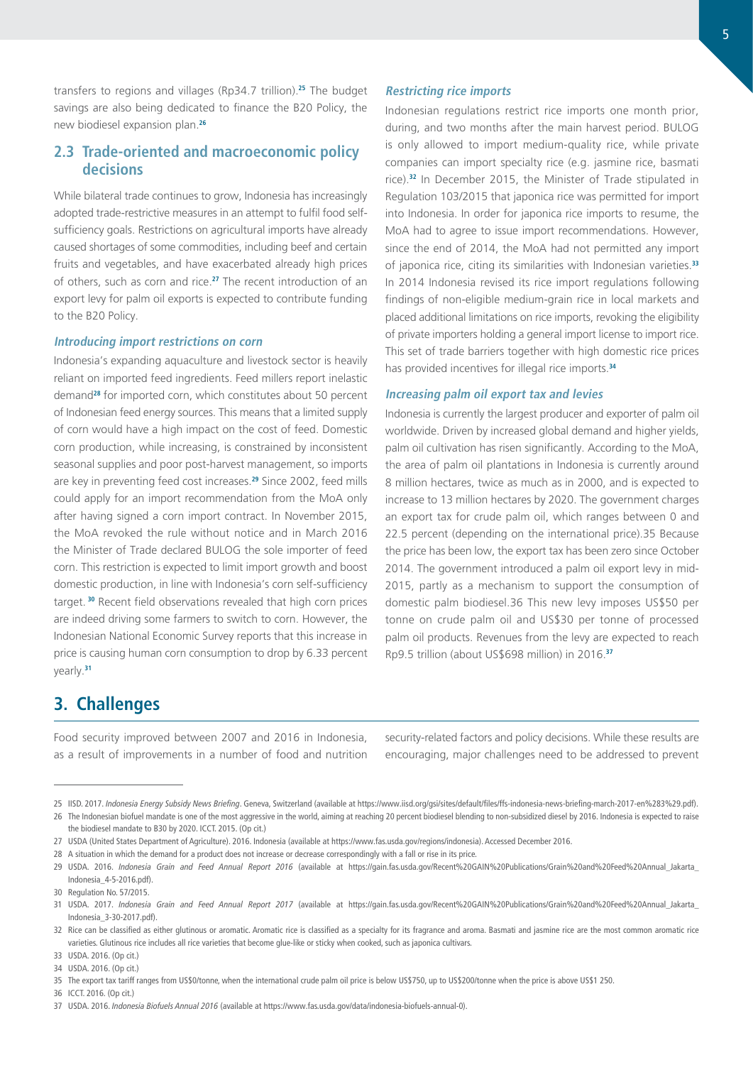transfers to regions and villages (Rp34.7 trillion).[25] The budget savings are also being dedicated to finance the B20 Policy, the new biodiesel expansion plan.[26]

## 2.3 Trade-oriented and macroeconomic policy decisions

While bilateral trade continues to grow, Indonesia has increasingly adopted trade-restrictive measures in an attempt to fulfil food self-sufficiency goals. Restrictions on agricultural imports have already caused shortages of some commodities, including beef and certain fruits and vegetables, and have exacerbated already high prices of others, such as corn and rice.[27] The recent introduction of an export levy for palm oil exports is expected to contribute funding to the B20 Policy.

### *Introducing import restrictions on corn*

Indonesia's expanding aquaculture and livestock sector is heavily reliant on imported feed ingredients. Feed millers report inelastic demand[28] for imported corn, which constitutes about 50 percent of Indonesian feed energy sources. This means that a limited supply of corn would have a high impact on the cost of feed. Domestic corn production, while increasing, is constrained by inconsistent seasonal supplies and poor post-harvest management, so imports are key in preventing feed cost increases.[29] Since 2002, feed mills could apply for an import recommendation from the MoA only after having signed a corn import contract. In November 2015, the MoA revoked the rule without notice and in March 2016 the Minister of Trade declared BULOG the sole importer of feed corn. This restriction is expected to limit import growth and boost domestic production, in line with Indonesia's corn self-sufficiency target.[30] Recent field observations revealed that high corn prices are indeed driving some farmers to switch to corn. However, the Indonesian National Economic Survey reports that this increase in price is causing human corn consumption to drop by 6.33 percent yearly.[31]

### *Restricting rice imports*

Indonesian regulations restrict rice imports one month prior, during, and two months after the main harvest period. BULOG is only allowed to import medium-quality rice, while private companies can import specialty rice (e.g. jasmine rice, basmati rice).[32] In December 2015, the Minister of Trade stipulated in Regulation 103/2015 that japonica rice was permitted for import into Indonesia. In order for japonica rice imports to resume, the MoA had to agree to issue import recommendations. However, since the end of 2014, the MoA had not permitted any import of japonica rice, citing its similarities with Indonesian varieties.[33] In 2014 Indonesia revised its rice import regulations following findings of non-eligible medium-grain rice in local markets and placed additional limitations on rice imports, revoking the eligibility of private importers holding a general import license to import rice. This set of trade barriers together with high domestic rice prices has provided incentives for illegal rice imports.[34]

### *Increasing palm oil export tax and levies*

Indonesia is currently the largest producer and exporter of palm oil worldwide. Driven by increased global demand and higher yields, palm oil cultivation has risen significantly. According to the MoA, the area of palm oil plantations in Indonesia is currently around 8 million hectares, twice as much as in 2000, and is expected to increase to 13 million hectares by 2020. The government charges an export tax for crude palm oil, which ranges between 0 and 22.5 percent (depending on the international price).35 Because the price has been low, the export tax has been zero since October 2014. The government introduced a palm oil export levy in mid-2015, partly as a mechanism to support the consumption of domestic palm biodiesel.36 This new levy imposes US$50 per tonne on crude palm oil and US$30 per tonne of processed palm oil products. Revenues from the levy are expected to reach Rp9.5 trillion (about US$698 million) in 2016.[37]

# 3. Challenges

Food security improved between 2007 and 2016 in Indonesia, as a result of improvements in a number of food and nutrition security-related factors and policy decisions. While these results are encouraging, major challenges need to be addressed to prevent

---

25 IISD. 2017. *Indonesia Energy Subsidy News Briefing*. Geneva, Switzerland (available at https://www.iisd.org/gsi/sites/default/files/ffs-indonesia-news-briefing-march-2017-en%283%29.pdf).

26 The Indonesian biofuel mandate is one of the most aggressive in the world, aiming at reaching 20 percent biodiesel blending to non-subsidized diesel by 2016. Indonesia is expected to raise the biodiesel mandate to B30 by 2020. ICCT. 2015. (Op cit.)

27 USDA (United States Department of Agriculture). 2016. Indonesia (available at https://www.fas.usda.gov/regions/indonesia). Accessed December 2016.

28 A situation in which the demand for a product does not increase or decrease correspondingly with a fall or rise in its price.

29 USDA. 2016. *Indonesia Grain and Feed Annual Report 2016* (available at https://gain.fas.usda.gov/Recent%20GAIN%20Publications/Grain%20and%20Feed%20Annual_Jakarta_Indonesia_4-5-2016.pdf).

30 Regulation No. 57/2015.

31 USDA. 2017. *Indonesia Grain and Feed Annual Report 2017* (available at https://gain.fas.usda.gov/Recent%20GAIN%20Publications/Grain%20and%20Feed%20Annual_Jakarta_Indonesia_3-30-2017.pdf).

32 Rice can be classified as either glutinous or aromatic. Aromatic rice is classified as a specialty for its fragrance and aroma. Basmati and jasmine rice are the most common aromatic rice varieties. Glutinous rice includes all rice varieties that become glue-like or sticky when cooked, such as japonica cultivars.

33 USDA. 2016. (Op cit.)

34 USDA. 2016. (Op cit.)

35 The export tax tariff ranges from US$0/tonne, when the international crude palm oil price is below US$750, up to US$200/tonne when the price is above US$1 250.

36 ICCT. 2016. (Op cit.)

37 USDA. 2016. *Indonesia Biofuels Annual 2016* (available at https://www.fas.usda.gov/data/indonesia-biofuels-annual-0).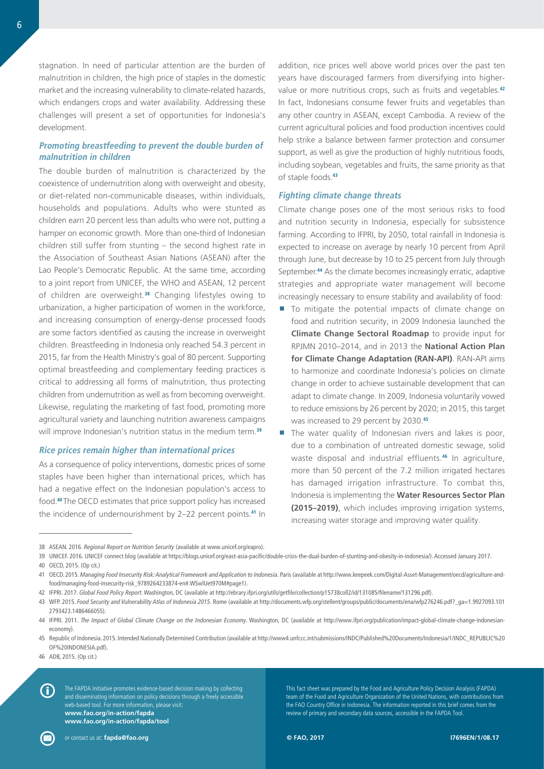stagnation. In need of particular attention are the burden of malnutrition in children, the high price of staples in the domestic market and the increasing vulnerability to climate-related hazards, which endangers crops and water availability. Addressing these challenges will present a set of opportunities for Indonesia's development.

### *Promoting breastfeeding to prevent the double burden of malnutrition in children*

The double burden of malnutrition is characterized by the coexistence of undernutrition along with overweight and obesity, or diet-related non-communicable diseases, within individuals, households and populations. Adults who were stunted as children earn 20 percent less than adults who were not, putting a hamper on economic growth. More than one-third of Indonesian children still suffer from stunting – the second highest rate in the Association of Southeast Asian Nations (ASEAN) after the Lao People's Democratic Republic. At the same time, according to a joint report from UNICEF, the WHO and ASEAN, 12 percent of children are overweight.[38] Changing lifestyles owing to urbanization, a higher participation of women in the workforce, and increasing consumption of energy-dense processed foods are some factors identified as causing the increase in overweight children. Breastfeeding in Indonesia only reached 54.3 percent in 2015, far from the Health Ministry's goal of 80 percent. Supporting optimal breastfeeding and complementary feeding practices is critical to addressing all forms of malnutrition, thus protecting children from undernutrition as well as from becoming overweight. Likewise, regulating the marketing of fast food, promoting more agricultural variety and launching nutrition awareness campaigns will improve Indonesian's nutrition status in the medium term.[39]

### *Rice prices remain higher than international prices*

As a consequence of policy interventions, domestic prices of some staples have been higher than international prices, which has had a negative effect on the Indonesian population's access to food.[40] The OECD estimates that price support policy has increased the incidence of undernourishment by 2–22 percent points.[41] In addition, rice prices well above world prices over the past ten years have discouraged farmers from diversifying into higher-value or more nutritious crops, such as fruits and vegetables.[42] In fact, Indonesians consume fewer fruits and vegetables than any other country in ASEAN, except Cambodia. A review of the current agricultural policies and food production incentives could help strike a balance between farmer protection and consumer support, as well as give the production of highly nutritious foods, including soybean, vegetables and fruits, the same priority as that of staple foods.[43]

### *Fighting climate change threats*

Climate change poses one of the most serious risks to food and nutrition security in Indonesia, especially for subsistence farming. According to IFPRI, by 2050, total rainfall in Indonesia is expected to increase on average by nearly 10 percent from April through June, but decrease by 10 to 25 percent from July through September.[44] As the climate becomes increasingly erratic, adaptive strategies and appropriate water management will become increasingly necessary to ensure stability and availability of food:

- To mitigate the potential impacts of climate change on food and nutrition security, in 2009 Indonesia launched the **Climate Change Sectoral Roadmap** to provide input for RPJMN 2010–2014, and in 2013 the **National Action Plan for Climate Change Adaptation (RAN-API)**. RAN-API aims to harmonize and coordinate Indonesia's policies on climate change in order to achieve sustainable development that can adapt to climate change. In 2009, Indonesia voluntarily vowed to reduce emissions by 26 percent by 2020; in 2015, this target was increased to 29 percent by 2030.[45]
- The water quality of Indonesian rivers and lakes is poor, due to a combination of untreated domestic sewage, solid waste disposal and industrial effluents.[46] In agriculture, more than 50 percent of the 7.2 million irrigated hectares has damaged irrigation infrastructure. To combat this, Indonesia is implementing the **Water Resources Sector Plan (2015–2019)**, which includes improving irrigation systems, increasing water storage and improving water quality.

---

38 ASEAN. 2016. *Regional Report on Nutrition Security* (available at www.unicef.org/eapro).

39 UNICEF. 2016. UNICEF connect blog (available at https://blogs.unicef.org/east-asia-pacific/double-crisis-the-dual-burden-of-stunting-and-obesity-in-indonesia/). Accessed January 2017.

40 OECD, 2015. (Op cit.)

41 OECD. 2015. *Managing Food Insecurity Risk: Analytical Framework and Application to Indonesia*. Paris (available at http://www.keepeek.com/Digital-Asset-Management/oecd/agriculture-and-food/managing-food-insecurity-risk_9789264233874-en#.WSwlUet970M#page1).

42 IFPRI. 2017. *Global Food Policy Report*. Washington, DC (available at http://ebrary.ifpri.org/utils/getfile/collection/p15738coll2/id/131085/filename/131296.pdf).

43 WFP. 2015. *Food Security and Vulnerability Atlas of Indonesia 2015*. Rome (available at http://documents.wfp.org/stellent/groups/public/documents/ena/wfp276246.pdf?_ga=1.9927093.1012793423.1486466055).

44 IFPRI. 2011. *The Impact of Global Climate Change on the Indonesian Economy*. Washington, DC (available at http://www.ifpri.org/publication/impact-global-climate-change-indonesian-economy).

45 Republic of Indonesia. 2015. Intended Nationally Determined Contribution (available at http://www4.unfccc.int/submissions/INDC/Published%20Documents/Indonesia/1/INDC_REPUBLIC%20OF%20INDONESIA.pdf).

46 ADB, 2015. (Op cit.)

The FAPDA initiative promotes evidence-based decision making by collecting and disseminating information on policy decisions through a freely accessible web-based tool. For more information, please visit:
**www.fao.org/in-action/fapda**
**www.fao.org/in-action/fapda/tool**

or contact us at: **fapda@fao.org**

This fact sheet was prepared by the Food and Agriculture Policy Decision Analysis (FAPDA) team of the Food and Agriculture Organization of the United Nations, with contributions from the FAO Country Office in Indonesia. The information reported in this brief comes from the review of primary and secondary data sources, accessible in the FAPDA Tool.

**© FAO, 2017** **I7696EN/1/08.17**